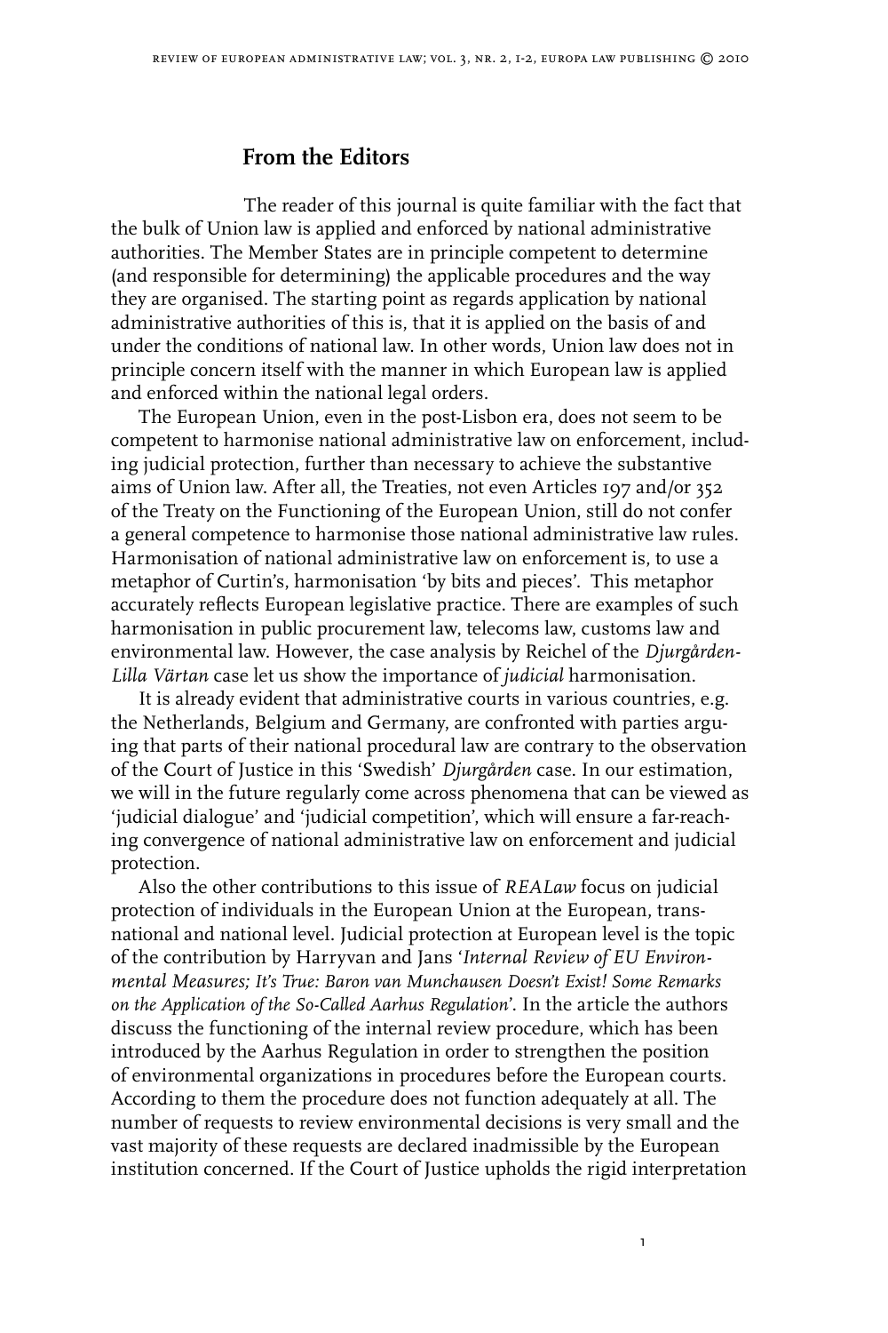## From the Editors

The reader of this journal is quite familiar with the fact that the bulk of Union law is applied and enforced by national administrative authorities. The Member States are in principle competent to determine (and responsible for determining) the applicable procedures and the way they are organised. The starting point as regards application by national administrative authorities of this is, that it is applied on the basis of and under the conditions of national law. In other words, Union law does not in principle concern itself with the manner in which European law is applied and enforced within the national legal orders.

The European Union, even in the post-Lisbon era, does not seem to be competent to harmonise national administrative law on enforcement, including judicial protection, further than necessary to achieve the substantive aims of Union law. After all, the Treaties, not even Articles 197 and/or 352 of the Treaty on the Functioning of the European Union, still do not confer a general competence to harmonise those national administrative law rules. Harmonisation of national administrative law on enforcement is, to use a metaphor of Curtin's, harmonisation 'by bits and pieces'. This metaphor accurately reflects European legislative practice. There are examples of such harmonisation in public procurement law, telecoms law, customs law and environmental law. However, the case analysis by Reichel of the *Djurgården-Lilla Värtan* case let us show the importance of *judicial* harmonisation.

It is already evident that administrative courts in various countries, e.g. the Netherlands, Belgium and Germany, are confronted with parties arguing that parts of their national procedural law are contrary to the observation of the Court of Justice in this 'Swedish' *Djurgården* case. In our estimation, we will in the future regularly come across phenomena that can be viewed as 'judicial dialogue' and 'judicial competition', which will ensure a far-reaching convergence of national administrative law on enforcement and judicial protection.

Also the other contributions to this issue of *REALaw* focus on judicial protection of individuals in the European Union at the European, transnational and national level. Judicial protection at European level is the topic of the contribution by Harryvan and Jans '*Internal Review of EU Environmental Measures; It's True: Baron van Munchausen Doesn't Exist! Some Remarks on the Application of the So-Called Aarhus Regulation*'. In the article the authors discuss the functioning of the internal review procedure, which has been introduced by the Aarhus Regulation in order to strengthen the position of environmental organizations in procedures before the European courts. According to them the procedure does not function adequately at all. The number of requests to review environmental decisions is very small and the vast majority of these requests are declared inadmissible by the European institution concerned. If the Court of Justice upholds the rigid interpretation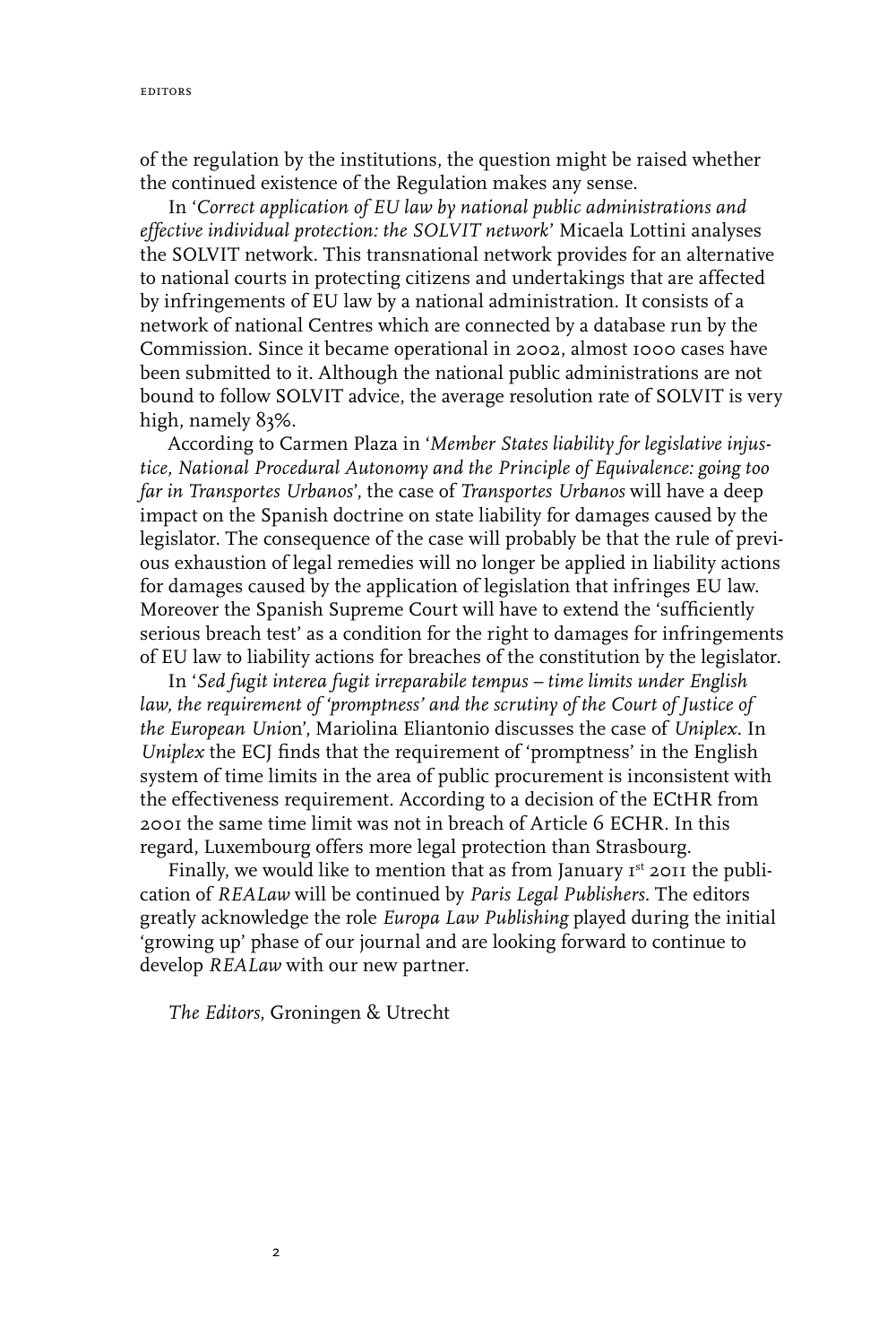of the regulation by the institutions, the question might be raised whether the continued existence of the Regulation makes any sense.

In '*Correct application of EU law by national public administrations and effective individual protection: the SOLVIT network*' Micaela Lottini analyses the SOLVIT network. This transnational network provides for an alternative to national courts in protecting citizens and undertakings that are affected by infringements of EU law by a national administration. It consists of a network of national Centres which are connected by a database run by the Commission. Since it became operational in 2002, almost 1000 cases have been submitted to it. Although the national public administrations are not bound to follow SOLVIT advice, the average resolution rate of SOLVIT is very high, namely 83%.

According to Carmen Plaza in '*Member States liability for legislative injustice, National Procedural Autonomy and the Principle of Equivalence: going too far in Transportes Urbanos*', the case of *Transportes Urbanos* will have a deep impact on the Spanish doctrine on state liability for damages caused by the legislator. The consequence of the case will probably be that the rule of previous exhaustion of legal remedies will no longer be applied in liability actions for damages caused by the application of legislation that infringes EU law. Moreover the Spanish Supreme Court will have to extend the 'sufficiently serious breach test' as a condition for the right to damages for infringements of EU law to liability actions for breaches of the constitution by the legislator.

In '*Sed fugit interea fugit irreparabile tempus – time limits under English law, the requirement of 'promptness' and the scrutiny of the Court of Justice of the European Union*', Mariolina Eliantonio discusses the case of *Uniplex*. In *Uniplex* the ECJ finds that the requirement of 'promptness' in the English system of time limits in the area of public procurement is inconsistent with the effectiveness requirement. According to a decision of the ECtHR from 2001 the same time limit was not in breach of Article 6 ECHR. In this regard, Luxembourg offers more legal protection than Strasbourg.

Finally, we would like to mention that as from January 1st 2011 the publication of *REALaw* will be continued by *Paris Legal Publishers*. The editors greatly acknowledge the role *Europa Law Publishing* played during the initial 'growing up' phase of our journal and are looking forward to continue to develop *REALaw* with our new partner.

*The Editors*, Groningen & Utrecht